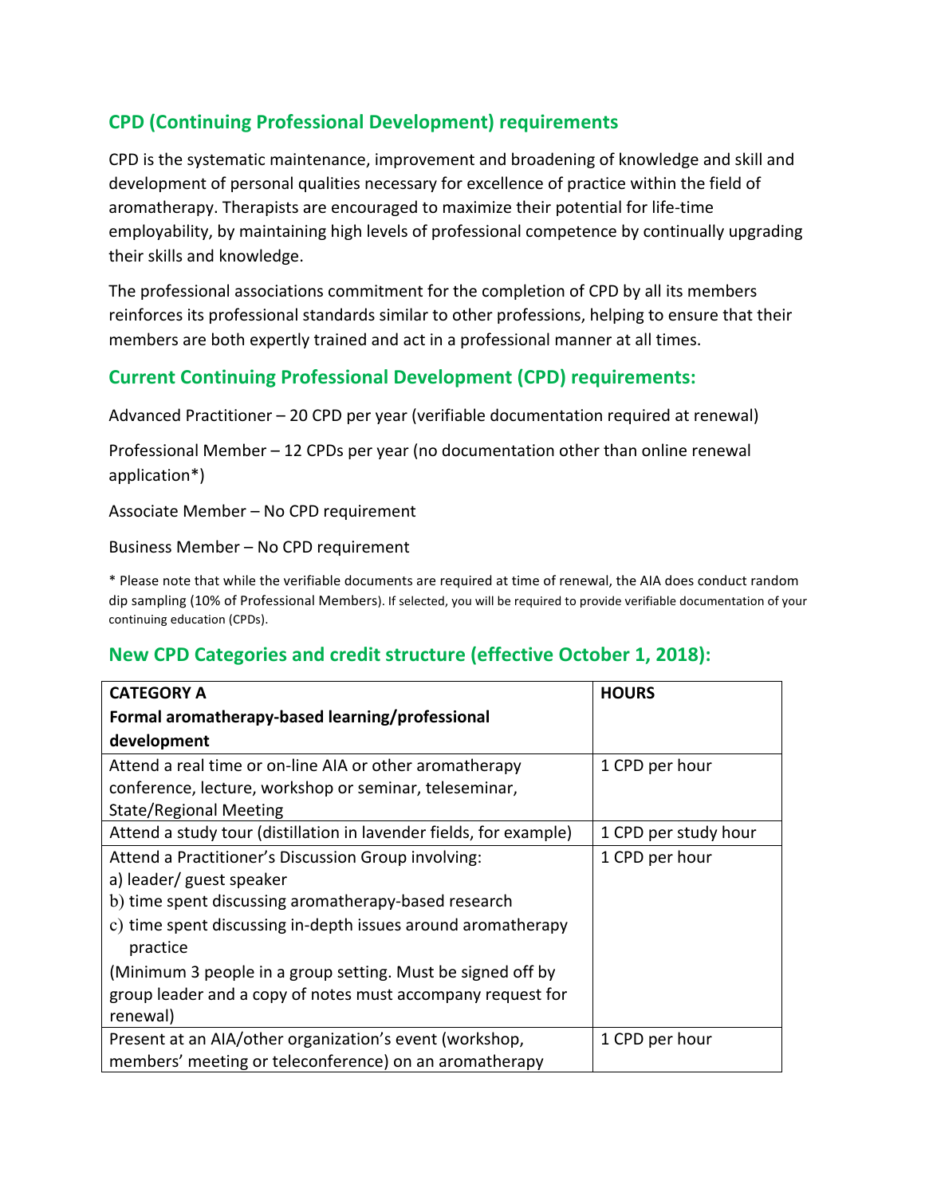## CPD (Continuing Professional Development) requirements

CPD is the systematic maintenance, improvement and broadening of knowledge and skill and development of personal qualities necessary for excellence of practice within the field of aromatherapy. Therapists are encouraged to maximize their potential for life-time employability, by maintaining high levels of professional competence by continually upgrading their skills and knowledge.

The professional associations commitment for the completion of CPD by all its members reinforces its professional standards similar to other professions, helping to ensure that their members are both expertly trained and act in a professional manner at all times.

## Current Continuing Professional Development (CPD) requirements:

Advanced Practitioner – 20 CPD per year (verifiable documentation required at renewal)

Professional Member – 12 CPDs per year (no documentation other than online renewal application*)

Associate Member – No CPD requirement

Business Member – No CPD requirement

* Please note that while the verifiable documents are required at time of renewal, the AIA does conduct random dip sampling (10% of Professional Members). If selected, you will be required to provide verifiable documentation of your continuing education (CPDs).

## New CPD Categories and credit structure (effective October 1, 2018):

| **CATEGORY A**<br>**Formal aromatherapy-based learning/professional development** | **HOURS** |
|---|---|
| Attend a real time or on-line AIA or other aromatherapy conference, lecture, workshop or seminar, teleseminar, State/Regional Meeting | 1 CPD per hour |
| Attend a study tour (distillation in lavender fields, for example) | 1 CPD per study hour |
| Attend a Practitioner's Discussion Group involving:<br>a) leader/ guest speaker<br>b) time spent discussing aromatherapy-based research<br>c) time spent discussing in-depth issues around aromatherapy practice<br>(Minimum 3 people in a group setting. Must be signed off by group leader and a copy of notes must accompany request for renewal) | 1 CPD per hour |
| Present at an AIA/other organization's event (workshop, members' meeting or teleconference) on an aromatherapy | 1 CPD per hour |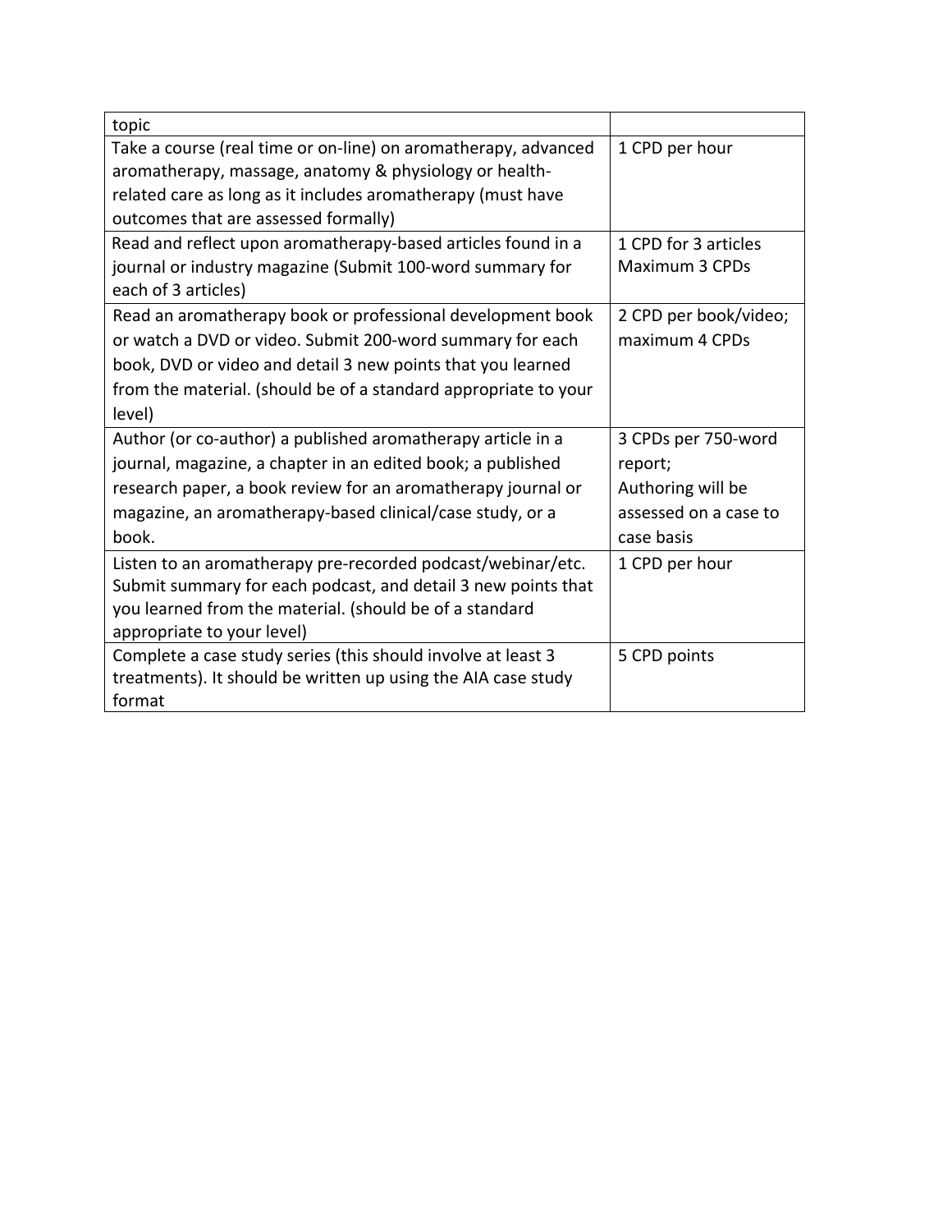| topic | |
|---|---|
| Take a course (real time or on-line) on aromatherapy, advanced aromatherapy, massage, anatomy & physiology or health-related care as long as it includes aromatherapy (must have outcomes that are assessed formally) | 1 CPD per hour |
| Read and reflect upon aromatherapy-based articles found in a journal or industry magazine (Submit 100-word summary for each of 3 articles) | 1 CPD for 3 articles Maximum 3 CPDs |
| Read an aromatherapy book or professional development book or watch a DVD or video. Submit 200-word summary for each book, DVD or video and detail 3 new points that you learned from the material. (should be of a standard appropriate to your level) | 2 CPD per book/video; maximum 4 CPDs |
| Author (or co-author) a published aromatherapy article in a journal, magazine, a chapter in an edited book; a published research paper, a book review for an aromatherapy journal or magazine, an aromatherapy-based clinical/case study, or a book. | 3 CPDs per 750-word report; Authoring will be assessed on a case to case basis |
| Listen to an aromatherapy pre-recorded podcast/webinar/etc. Submit summary for each podcast, and detail 3 new points that you learned from the material. (should be of a standard appropriate to your level) | 1 CPD per hour |
| Complete a case study series (this should involve at least 3 treatments). It should be written up using the AIA case study format | 5 CPD points |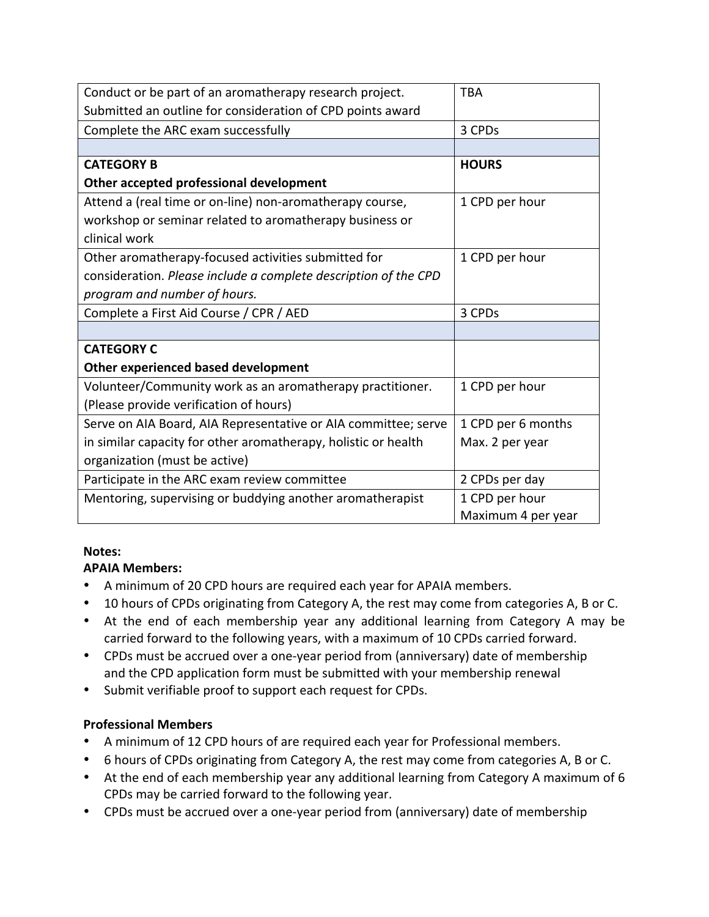| | |
|---|---|
| Conduct or be part of an aromatherapy research project. Submitted an outline for consideration of CPD points award | TBA |
| Complete the ARC exam successfully | 3 CPDs |
| | |
| **CATEGORY B** **Other accepted professional development** | **HOURS** |
| Attend a (real time or on-line) non-aromatherapy course, workshop or seminar related to aromatherapy business or clinical work | 1 CPD per hour |
| Other aromatherapy-focused activities submitted for consideration. *Please include a complete description of the CPD program and number of hours.* | 1 CPD per hour |
| Complete a First Aid Course / CPR / AED | 3 CPDs |
| | |
| **CATEGORY C** **Other experienced based development** | |
| Volunteer/Community work as an aromatherapy practitioner. (Please provide verification of hours) | 1 CPD per hour |
| Serve on AIA Board, AIA Representative or AIA committee; serve in similar capacity for other aromatherapy, holistic or health organization (must be active) | 1 CPD per 6 months Max. 2 per year |
| Participate in the ARC exam review committee | 2 CPDs per day |
| Mentoring, supervising or buddying another aromatherapist | 1 CPD per hour Maximum 4 per year |

**Notes:**

**APAIA Members:**

- A minimum of 20 CPD hours are required each year for APAIA members.
- 10 hours of CPDs originating from Category A, the rest may come from categories A, B or C.
- At the end of each membership year any additional learning from Category A may be carried forward to the following years, with a maximum of 10 CPDs carried forward.
- CPDs must be accrued over a one-year period from (anniversary) date of membership and the CPD application form must be submitted with your membership renewal
- Submit verifiable proof to support each request for CPDs.

**Professional Members**

- A minimum of 12 CPD hours of are required each year for Professional members.
- 6 hours of CPDs originating from Category A, the rest may come from categories A, B or C.
- At the end of each membership year any additional learning from Category A maximum of 6 CPDs may be carried forward to the following year.
- CPDs must be accrued over a one-year period from (anniversary) date of membership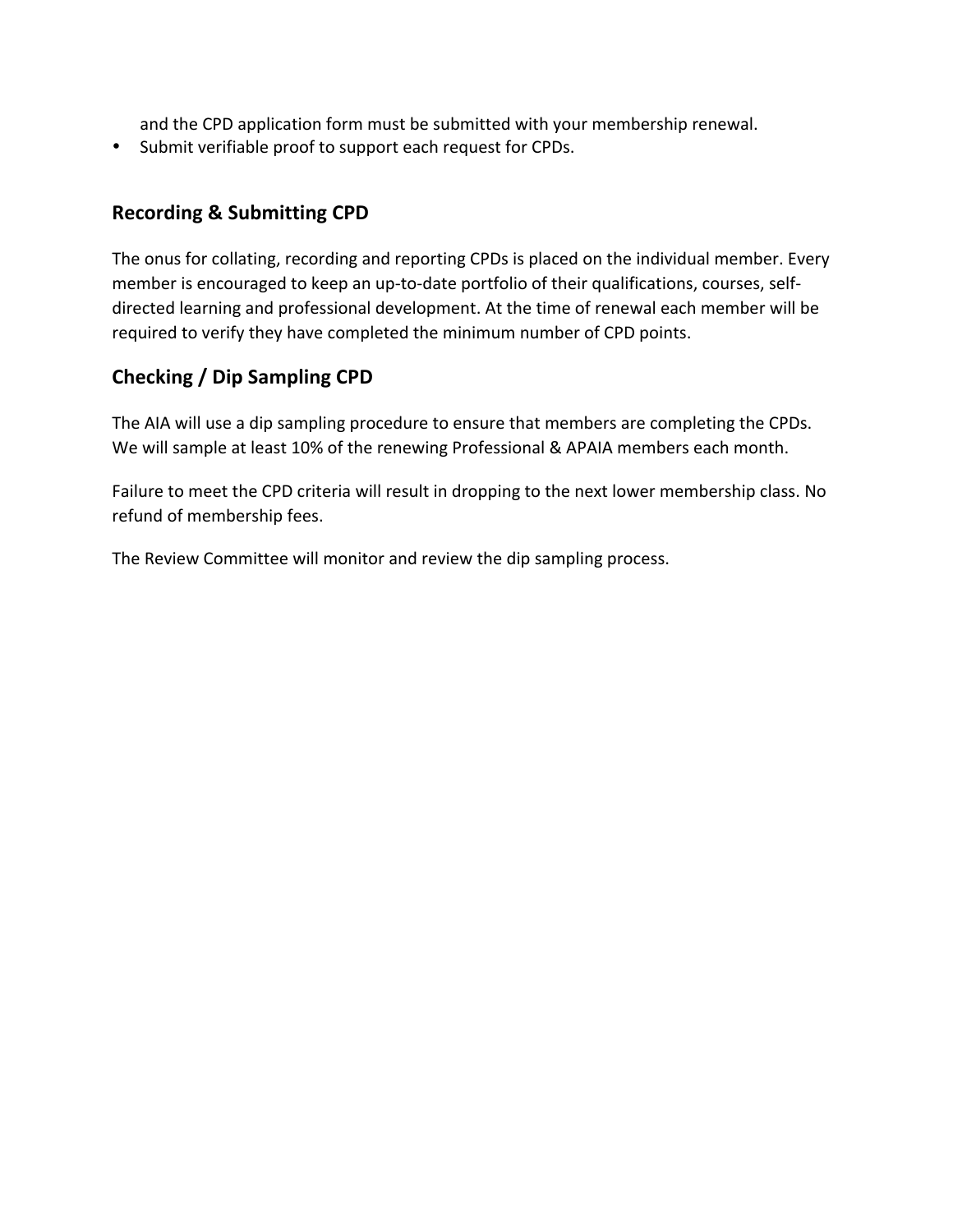and the CPD application form must be submitted with your membership renewal.
- Submit verifiable proof to support each request for CPDs.

## Recording & Submitting CPD

The onus for collating, recording and reporting CPDs is placed on the individual member. Every member is encouraged to keep an up-to-date portfolio of their qualifications, courses, self-directed learning and professional development. At the time of renewal each member will be required to verify they have completed the minimum number of CPD points.

## Checking / Dip Sampling CPD

The AIA will use a dip sampling procedure to ensure that members are completing the CPDs. We will sample at least 10% of the renewing Professional & APAIA members each month.

Failure to meet the CPD criteria will result in dropping to the next lower membership class. No refund of membership fees.

The Review Committee will monitor and review the dip sampling process.